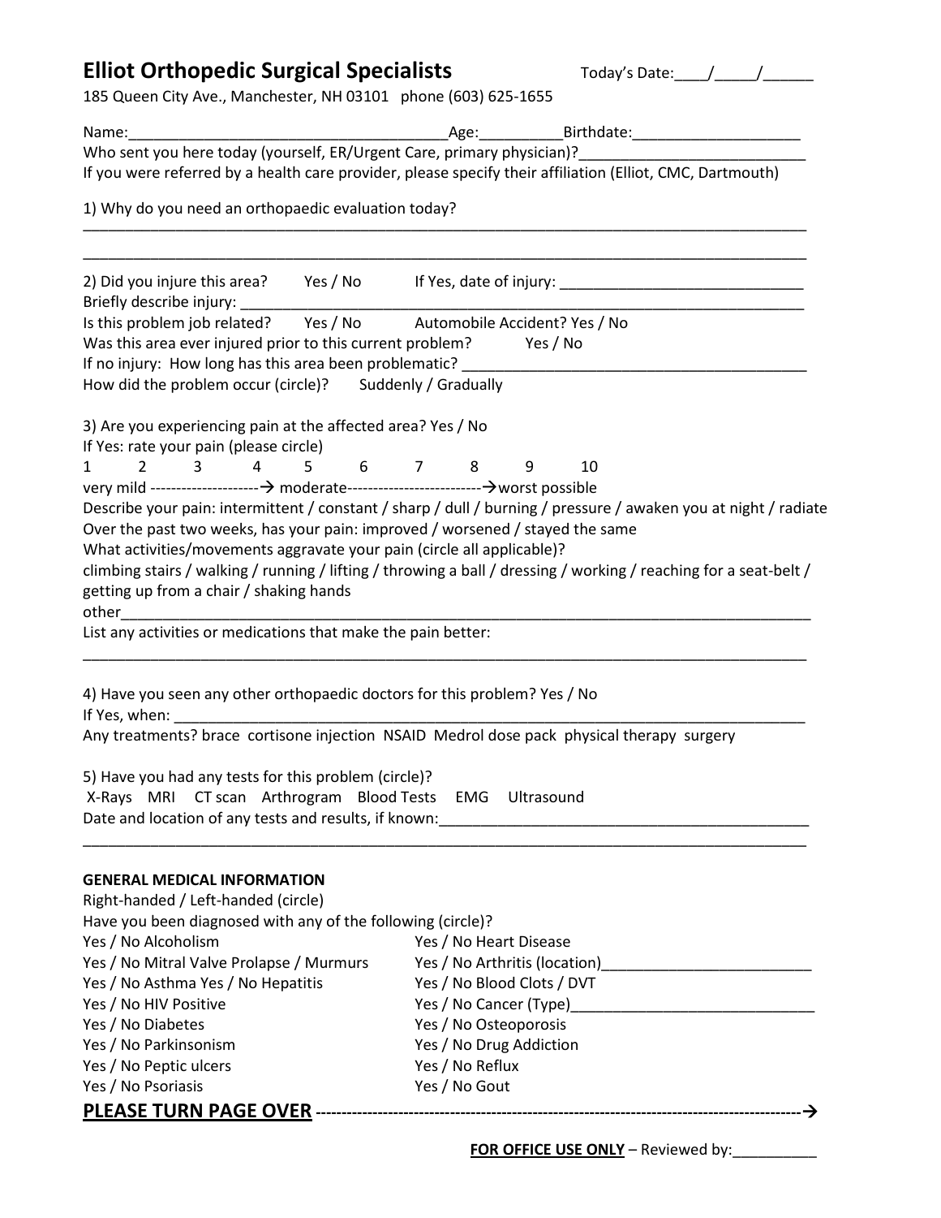# Elliot Orthopedic Surgical Specialists

Today's Date:____/_____/______

185 Queen City Ave., Manchester, NH 03101 phone (603) 625-1655

Name:_____________________________________Age:__________Birthdate:____________________

Who sent you here today (yourself, ER/Urgent Care, primary physician)?__________________________

If you were referred by a health care provider, please specify their affiliation (Elliot, CMC, Dartmouth)

1) Why do you need an orthopaedic evaluation today?

_____________________________________________________________________________________

_____________________________________________________________________________________

2) Did you injure this area? Yes / No If Yes, date of injury: ____________________________

Briefly describe injury: _______________________________________________________________

Is this problem job related? Yes / No Automobile Accident? Yes / No

Was this area ever injured prior to this current problem? Yes / No

If no injury: How long has this area been problematic? ________________________________________

How did the problem occur (circle)? Suddenly / Gradually

3) Are you experiencing pain at the affected area? Yes / No

If Yes: rate your pain (please circle)

1 2 3 4 5 6 7 8 9 10

very mild ---------------------→ moderate--------------------------→worst possible

Describe your pain: intermittent / constant / sharp / dull / burning / pressure / awaken you at night / radiate

Over the past two weeks, has your pain: improved / worsened / stayed the same

What activities/movements aggravate your pain (circle all applicable)?

climbing stairs / walking / running / lifting / throwing a ball / dressing / working / reaching for a seat-belt / getting up from a chair / shaking hands

other_________________________________________________________________________________

List any activities or medications that make the pain better:

_____________________________________________________________________________________

4) Have you seen any other orthopaedic doctors for this problem? Yes / No

If Yes, when: __________________________________________________________________________

Any treatments? brace cortisone injection NSAID Medrol dose pack physical therapy surgery

5) Have you had any tests for this problem (circle)?

X-Rays MRI CT scan Arthrogram Blood Tests EMG Ultrasound

Date and location of any tests and results, if known:_____________________________________________

_____________________________________________________________________________________

**GENERAL MEDICAL INFORMATION**

Right-handed / Left-handed (circle)

Have you been diagnosed with any of the following (circle)?

Yes / No Alcoholism

Yes / No Mitral Valve Prolapse / Murmurs

Yes / No Asthma Yes / No Hepatitis

Yes / No HIV Positive

Yes / No Diabetes

Yes / No Parkinsonism

Yes / No Peptic ulcers

Yes / No Psoriasis

Yes / No Heart Disease

Yes / No Arthritis (location)_________________________

Yes / No Blood Clots / DVT

Yes / No Cancer (Type)____________________________

Yes / No Osteoporosis

Yes / No Drug Addiction

Yes / No Reflux

Yes / No Gout

**PLEASE TURN PAGE OVER** -----------------------------------------------------------------------------------→

**FOR OFFICE USE ONLY** – Reviewed by:__________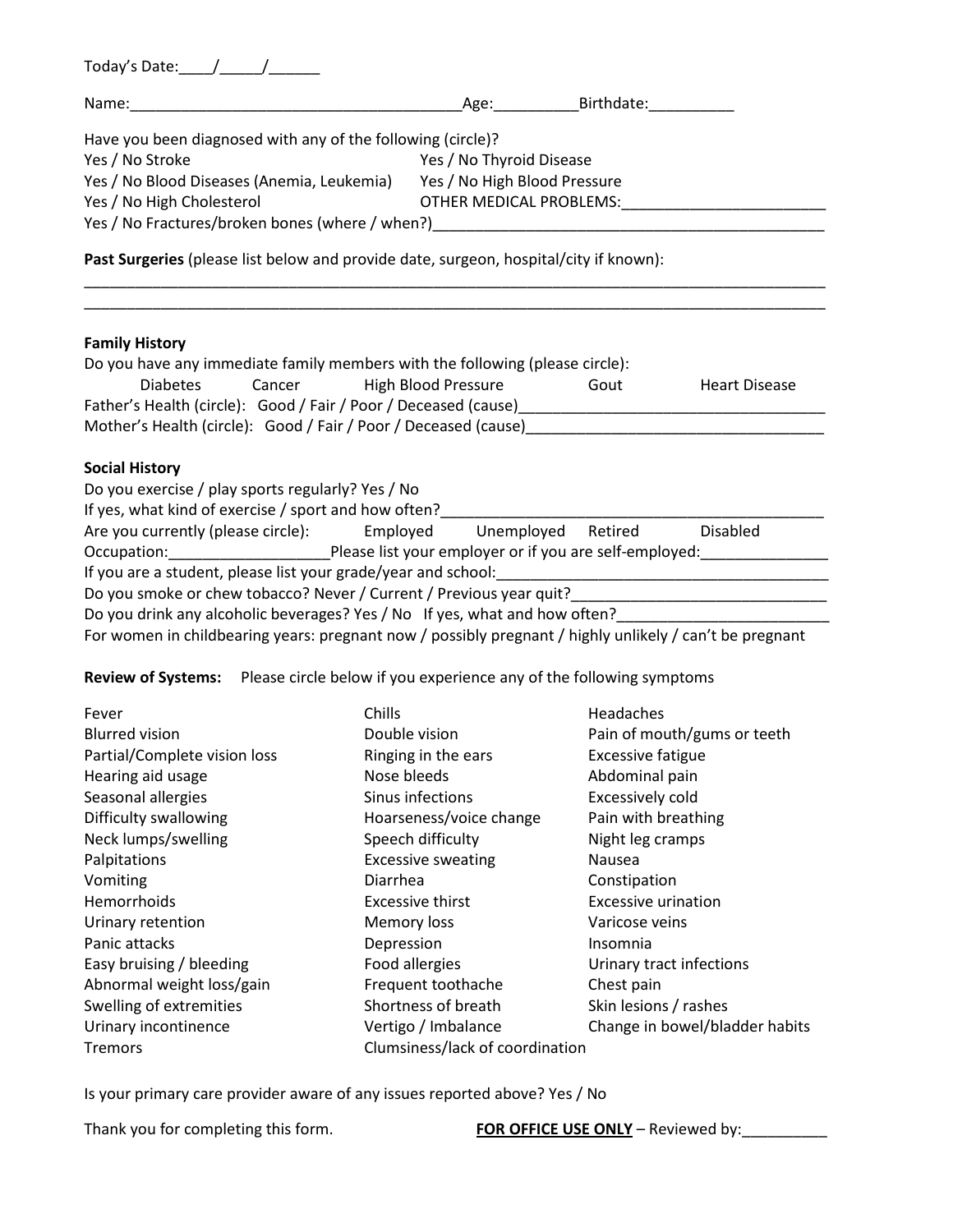Today's Date:____/_____/______

Name:_______________________________________Age:__________Birthdate:__________

Have you been diagnosed with any of the following (circle)?

Yes / No Stroke

Yes / No Thyroid Disease

Yes / No Blood Diseases (Anemia, Leukemia)

Yes / No High Blood Pressure

Yes / No High Cholesterol

OTHER MEDICAL PROBLEMS:________________________

Yes / No Fractures/broken bones (where / when?)_______________________________________________

**Past Surgeries** (please list below and provide date, surgeon, hospital/city if known):

_____________________________________________________________________________________

_____________________________________________________________________________________

**Family History**

Do you have any immediate family members with the following (please circle):

Diabetes    Cancer    High Blood Pressure    Gout    Heart Disease

Father's Health (circle): Good / Fair / Poor / Deceased (cause)____________________________________

Mother's Health (circle): Good / Fair / Poor / Deceased (cause)___________________________________

**Social History**

Do you exercise / play sports regularly? Yes / No

If yes, what kind of exercise / sport and how often?_____________________________________________

Are you currently (please circle):    Employed    Unemployed    Retired    Disabled

Occupation:___________________Please list your employer or if you are self-employed:_______________

If you are a student, please list your grade/year and school:______________________________________

Do you smoke or chew tobacco? Never / Current / Previous year quit?______________________________

Do you drink any alcoholic beverages? Yes / No If yes, what and how often?_________________________

For women in childbearing years: pregnant now / possibly pregnant / highly unlikely / can't be pregnant

**Review of Systems:** Please circle below if you experience any of the following symptoms

| | | |
|---|---|---|
| Fever | Chills | Headaches |
| Blurred vision | Double vision | Pain of mouth/gums or teeth |
| Partial/Complete vision loss | Ringing in the ears | Excessive fatigue |
| Hearing aid usage | Nose bleeds | Abdominal pain |
| Seasonal allergies | Sinus infections | Excessively cold |
| Difficulty swallowing | Hoarseness/voice change | Pain with breathing |
| Neck lumps/swelling | Speech difficulty | Night leg cramps |
| Palpitations | Excessive sweating | Nausea |
| Vomiting | Diarrhea | Constipation |
| Hemorrhoids | Excessive thirst | Excessive urination |
| Urinary retention | Memory loss | Varicose veins |
| Panic attacks | Depression | Insomnia |
| Easy bruising / bleeding | Food allergies | Urinary tract infections |
| Abnormal weight loss/gain | Frequent toothache | Chest pain |
| Swelling of extremities | Shortness of breath | Skin lesions / rashes |
| Urinary incontinence | Vertigo / Imbalance | Change in bowel/bladder habits |
| Tremors | Clumsiness/lack of coordination | |

Is your primary care provider aware of any issues reported above? Yes / No

Thank you for completing this form.

**FOR OFFICE USE ONLY** – Reviewed by:__________